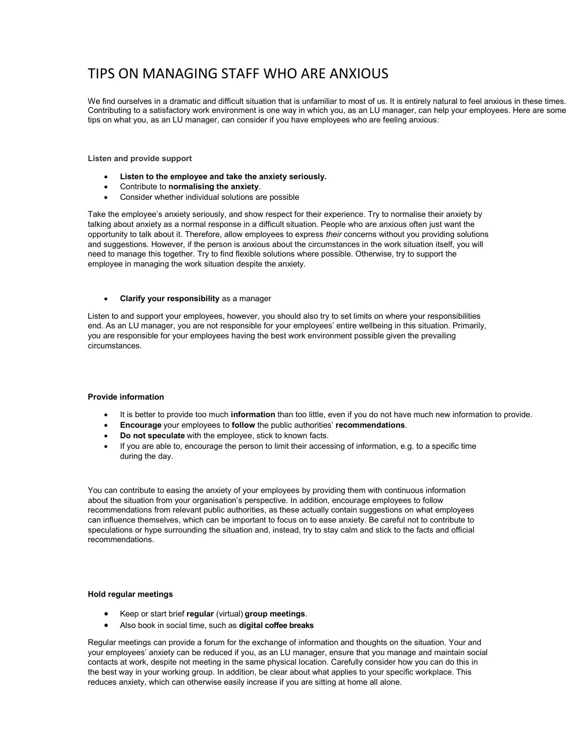# TIPS ON MANAGING STAFF WHO ARE ANXIOUS

We find ourselves in a dramatic and difficult situation that is unfamiliar to most of us. It is entirely natural to feel anxious in these times. Contributing to a satisfactory work environment is one way in which you, as an LU manager, can help your employees. Here are some tips on what you, as an LU manager, can consider if you have employees who are feeling anxious:

**Listen and provide support**

- **Listen to the employee and take the anxiety seriously.**
- Contribute to **normalising the anxiety**.
- Consider whether individual solutions are possible

Take the employee's anxiety seriously, and show respect for their experience. Try to normalise their anxiety by talking about anxiety as a normal response in a difficult situation. People who are anxious often just want the opportunity to talk about it. Therefore, allow employees to express *their* concerns without you providing solutions and suggestions. However, if the person is anxious about the circumstances in the work situation itself, you will need to manage this together. Try to find flexible solutions where possible. Otherwise, try to support the employee in managing the work situation despite the anxiety.

- **Clarify your responsibility** as a manager

Listen to and support your employees, however, you should also try to set limits on where your responsibilities end. As an LU manager, you are not responsible for your employees' entire wellbeing in this situation. Primarily, you are responsible for your employees having the best work environment possible given the prevailing circumstances.

**Provide information**

- It is better to provide too much **information** than too little, even if you do not have much new information to provide.
- **Encourage** your employees to **follow** the public authorities' **recommendations**.
- **Do not speculate** with the employee, stick to known facts.
- If you are able to, encourage the person to limit their accessing of information, e.g. to a specific time during the day.

You can contribute to easing the anxiety of your employees by providing them with continuous information about the situation from your organisation's perspective. In addition, encourage employees to follow recommendations from relevant public authorities, as these actually contain suggestions on what employees can influence themselves, which can be important to focus on to ease anxiety. Be careful not to contribute to speculations or hype surrounding the situation and, instead, try to stay calm and stick to the facts and official recommendations.

**Hold regular meetings**

- Keep or start brief **regular** (virtual) **group meetings**.
- Also book in social time, such as **digital coffee breaks**

Regular meetings can provide a forum for the exchange of information and thoughts on the situation. Your and your employees' anxiety can be reduced if you, as an LU manager, ensure that you manage and maintain social contacts at work, despite not meeting in the same physical location. Carefully consider how you can do this in the best way in your working group. In addition, be clear about what applies to your specific workplace. This reduces anxiety, which can otherwise easily increase if you are sitting at home all alone.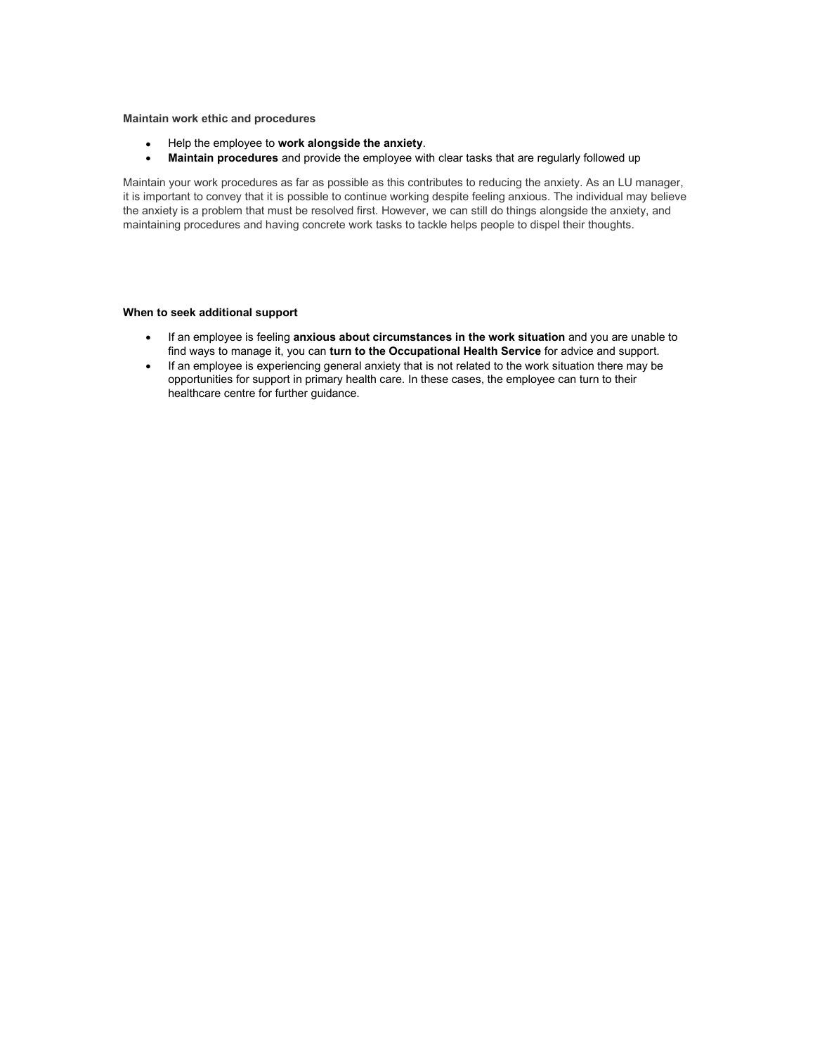**Maintain work ethic and procedures**

- Help the employee to **work alongside the anxiety**.
- **Maintain procedures** and provide the employee with clear tasks that are regularly followed up

Maintain your work procedures as far as possible as this contributes to reducing the anxiety. As an LU manager, it is important to convey that it is possible to continue working despite feeling anxious. The individual may believe the anxiety is a problem that must be resolved first. However, we can still do things alongside the anxiety, and maintaining procedures and having concrete work tasks to tackle helps people to dispel their thoughts.

**When to seek additional support**

- If an employee is feeling **anxious about circumstances in the work situation** and you are unable to find ways to manage it, you can **turn to the Occupational Health Service** for advice and support.
- If an employee is experiencing general anxiety that is not related to the work situation there may be opportunities for support in primary health care. In these cases, the employee can turn to their healthcare centre for further guidance.